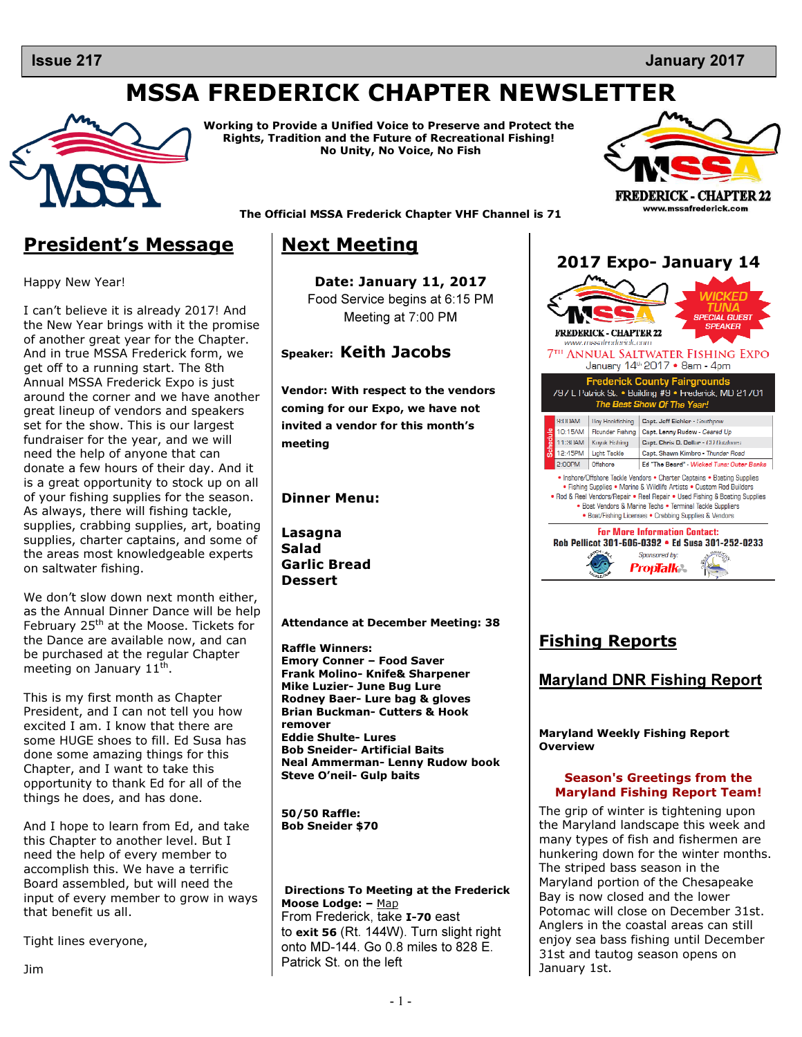Issue 217 January 2017

# MSSA FREDERICK CHAPTER NEWSLETTER

**Working to Provide a Unified Voice to Preserve and Protect the Rights, Tradition and the Future of Recreational Fishing!**
**No Unity, No Voice, No Fish**

FREDERICK - CHAPTER 22
www.mssafrederick.com

**The Official MSSA Frederick Chapter VHF Channel is 71**

## President's Message

Happy New Year!

I can't believe it is already 2017! And the New Year brings with it the promise of another great year for the Chapter. And in true MSSA Frederick form, we get off to a running start. The 8th Annual MSSA Frederick Expo is just around the corner and we have another great lineup of vendors and speakers set for the show. This is our largest fundraiser for the year, and we will need the help of anyone that can donate a few hours of their day. And it is a great opportunity to stock up on all of your fishing supplies for the season. As always, there will fishing tackle, supplies, crabbing supplies, art, boating supplies, charter captains, and some of the areas most knowledgeable experts on saltwater fishing.

We don't slow down next month either, as the Annual Dinner Dance will be help February 25th at the Moose. Tickets for the Dance are available now, and can be purchased at the regular Chapter meeting on January 11th.

This is my first month as Chapter President, and I can not tell you how excited I am. I know that there are some HUGE shoes to fill. Ed Susa has done some amazing things for this Chapter, and I want to take this opportunity to thank Ed for all of the things he does, and has done.

And I hope to learn from Ed, and take this Chapter to another level. But I need the help of every member to accomplish this. We have a terrific Board assembled, but will need the input of every member to grow in ways that benefit us all.

Tight lines everyone,

Jim

## Next Meeting

**Date: January 11, 2017**
Food Service begins at 6:15 PM
Meeting at 7:00 PM

**Speaker: Keith Jacobs**

**Vendor: With respect to the vendors coming for our Expo, we have not invited a vendor for this month's meeting**

**Dinner Menu:**

**Lasagna**
**Salad**
**Garlic Bread**
**Dessert**

**Attendance at December Meeting: 38**

**Raffle Winners:**
**Emory Conner – Food Saver**
**Frank Molino- Knife& Sharpener**
**Mike Luzier- June Bug Lure**
**Rodney Baer- Lure bag & gloves**
**Brian Buckman- Cutters & Hook remover**
**Eddie Shulte- Lures**
**Bob Sneider- Artificial Baits**
**Neal Ammerman- Lenny Rudow book**
**Steve O'neil- Gulp baits**

**50/50 Raffle:**
**Bob Sneider $70**

**Directions To Meeting at the Frederick Moose Lodge: –** Map
From Frederick, take **I-70** east to **exit 56** (Rt. 144W). Turn slight right onto MD-144. Go 0.8 miles to 828 E. Patrick St. on the left

## 2017 Expo- January 14

FREDERICK - CHAPTER 22
www.mssafrederick.com

WICKED TUNA SPECIAL GUEST SPEAKER

7TH ANNUAL SALTWATER FISHING EXPO
January 14th 2017 • 8am - 4pm

Frederick County Fairgrounds
797 E Patrick St. • Building #9 • Frederick, MD 21701
*The Best Show Of The Year!*

| Schedule | | |
|---|---|---|
| 9:00AM | Bay Hookfishing | Capt. Jeff Eichler - Southpaw |
| 10:15AM | Flounder Fishing | Capt. Lenny Rudow - Geared Up |
| 11:30AM | Kayak Fishing | Capt. Chris D. Dollar - CD Outdoors |
| 12:45PM | Light Tackle | Capt. Shawn Kimbro • Thunder Road |
| 2:00PM | Offshore | Ed "The Beard" - Wicked Tuna: Outer Banks |

• Inshore/Offshore Tackle Vendors • Charter Captains • Boating Supplies • Fishing Supplies • Marine & Wildlife Artists • Custom Rod Builders • Rod & Reel Vendors/Repair • Reel Repair • Used Fishing & Boating Supplies • Boat Vendors & Marine Techs • Terminal Tackle Suppliers • Boat/Fishing Licenses • Crabbing Supplies & Vendors

For More Information Contact:
Rob Pellicot 301-606-0392 • Ed Susa 301-252-0233

Sponsored by: PropTalk

## Fishing Reports

## Maryland DNR Fishing Report

**Maryland Weekly Fishing Report Overview**

**Season's Greetings from the Maryland Fishing Report Team!**

The grip of winter is tightening upon the Maryland landscape this week and many types of fish and fishermen are hunkering down for the winter months. The striped bass season in the Maryland portion of the Chesapeake Bay is now closed and the lower Potomac will close on December 31st. Anglers in the coastal areas can still enjoy sea bass fishing until December 31st and tautog season opens on January 1st.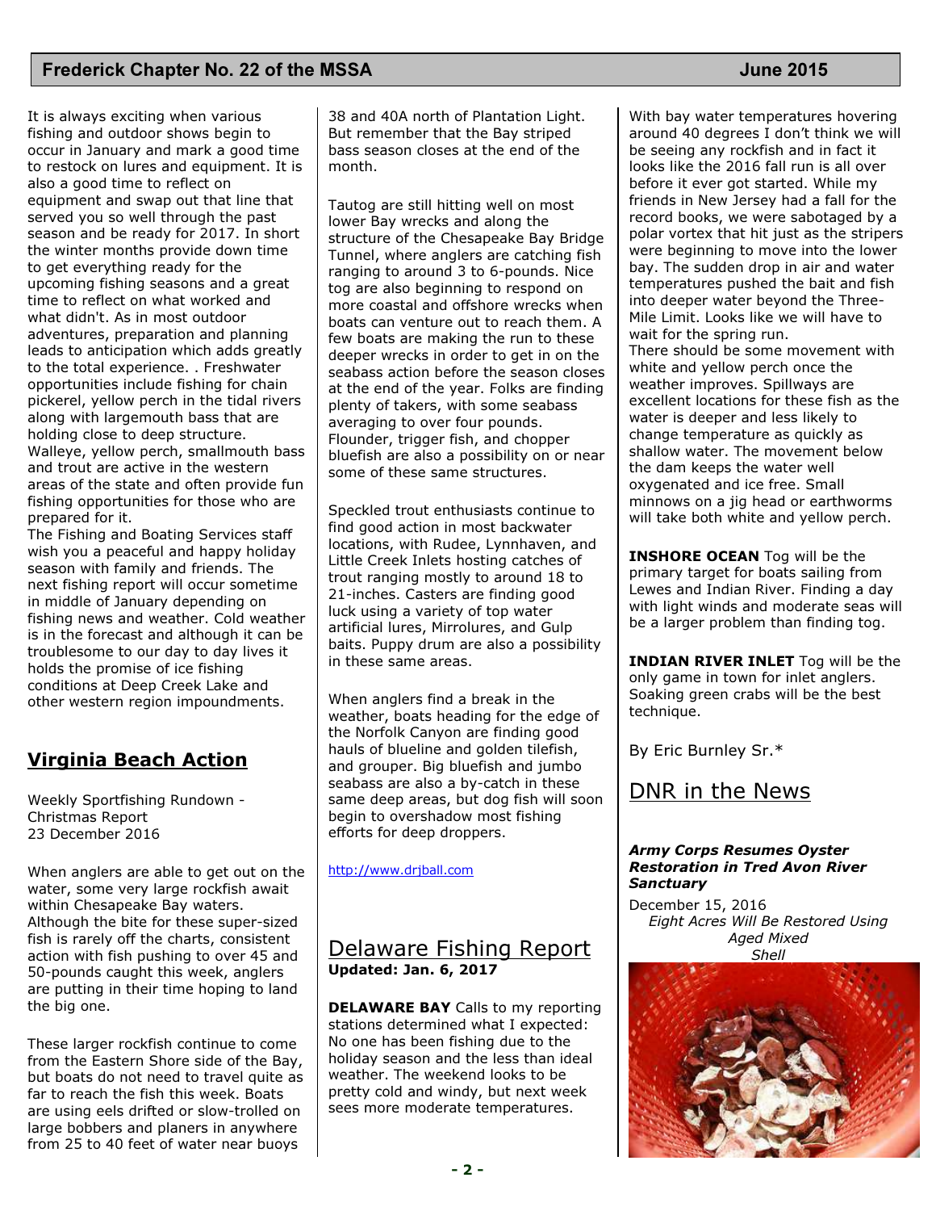It is always exciting when various fishing and outdoor shows begin to occur in January and mark a good time to restock on lures and equipment. It is also a good time to reflect on equipment and swap out that line that served you so well through the past season and be ready for 2017. In short the winter months provide down time to get everything ready for the upcoming fishing seasons and a great time to reflect on what worked and what didn't. As in most outdoor adventures, preparation and planning leads to anticipation which adds greatly to the total experience. . Freshwater opportunities include fishing for chain pickerel, yellow perch in the tidal rivers along with largemouth bass that are holding close to deep structure. Walleye, yellow perch, smallmouth bass and trout are active in the western areas of the state and often provide fun fishing opportunities for those who are prepared for it.

The Fishing and Boating Services staff wish you a peaceful and happy holiday season with family and friends. The next fishing report will occur sometime in middle of January depending on fishing news and weather. Cold weather is in the forecast and although it can be troublesome to our day to day lives it holds the promise of ice fishing conditions at Deep Creek Lake and other western region impoundments.

## Virginia Beach Action

Weekly Sportfishing Rundown - Christmas Report
23 December 2016

When anglers are able to get out on the water, some very large rockfish await within Chesapeake Bay waters. Although the bite for these super-sized fish is rarely off the charts, consistent action with fish pushing to over 45 and 50-pounds caught this week, anglers are putting in their time hoping to land the big one.

These larger rockfish continue to come from the Eastern Shore side of the Bay, but boats do not need to travel quite as far to reach the fish this week. Boats are using eels drifted or slow-trolled on large bobbers and planers in anywhere from 25 to 40 feet of water near buoys 38 and 40A north of Plantation Light. But remember that the Bay striped bass season closes at the end of the month.

Tautog are still hitting well on most lower Bay wrecks and along the structure of the Chesapeake Bay Bridge Tunnel, where anglers are catching fish ranging to around 3 to 6-pounds. Nice tog are also beginning to respond on more coastal and offshore wrecks when boats can venture out to reach them. A few boats are making the run to these deeper wrecks in order to get in on the seabass action before the season closes at the end of the year. Folks are finding plenty of takers, with some seabass averaging to over four pounds. Flounder, trigger fish, and chopper bluefish are also a possibility on or near some of these same structures.

Speckled trout enthusiasts continue to find good action in most backwater locations, with Rudee, Lynnhaven, and Little Creek Inlets hosting catches of trout ranging mostly to around 18 to 21-inches. Casters are finding good luck using a variety of top water artificial lures, Mirrolures, and Gulp baits. Puppy drum are also a possibility in these same areas.

When anglers find a break in the weather, boats heading for the edge of the Norfolk Canyon are finding good hauls of blueline and golden tilefish, and grouper. Big bluefish and jumbo seabass are also a by-catch in these same deep areas, but dog fish will soon begin to overshadow most fishing efforts for deep droppers.

http://www.drjball.com

## Delaware Fishing Report

**Updated: Jan. 6, 2017**

**DELAWARE BAY** Calls to my reporting stations determined what I expected: No one has been fishing due to the holiday season and the less than ideal weather. The weekend looks to be pretty cold and windy, but next week sees more moderate temperatures.

With bay water temperatures hovering around 40 degrees I don't think we will be seeing any rockfish and in fact it looks like the 2016 fall run is all over before it ever got started. While my friends in New Jersey had a fall for the record books, we were sabotaged by a polar vortex that hit just as the stripers were beginning to move into the lower bay. The sudden drop in air and water temperatures pushed the bait and fish into deeper water beyond the Three-Mile Limit. Looks like we will have to wait for the spring run.

There should be some movement with white and yellow perch once the weather improves. Spillways are excellent locations for these fish as the water is deeper and less likely to change temperature as quickly as shallow water. The movement below the dam keeps the water well oxygenated and ice free. Small minnows on a jig head or earthworms will take both white and yellow perch.

**INSHORE OCEAN** Tog will be the primary target for boats sailing from Lewes and Indian River. Finding a day with light winds and moderate seas will be a larger problem than finding tog.

**INDIAN RIVER INLET** Tog will be the only game in town for inlet anglers. Soaking green crabs will be the best technique.

By Eric Burnley Sr.*

## DNR in the News

***Army Corps Resumes Oyster Restoration in Tred Avon River Sanctuary***

December 15, 2016

*Eight Acres Will Be Restored Using Aged Mixed Shell*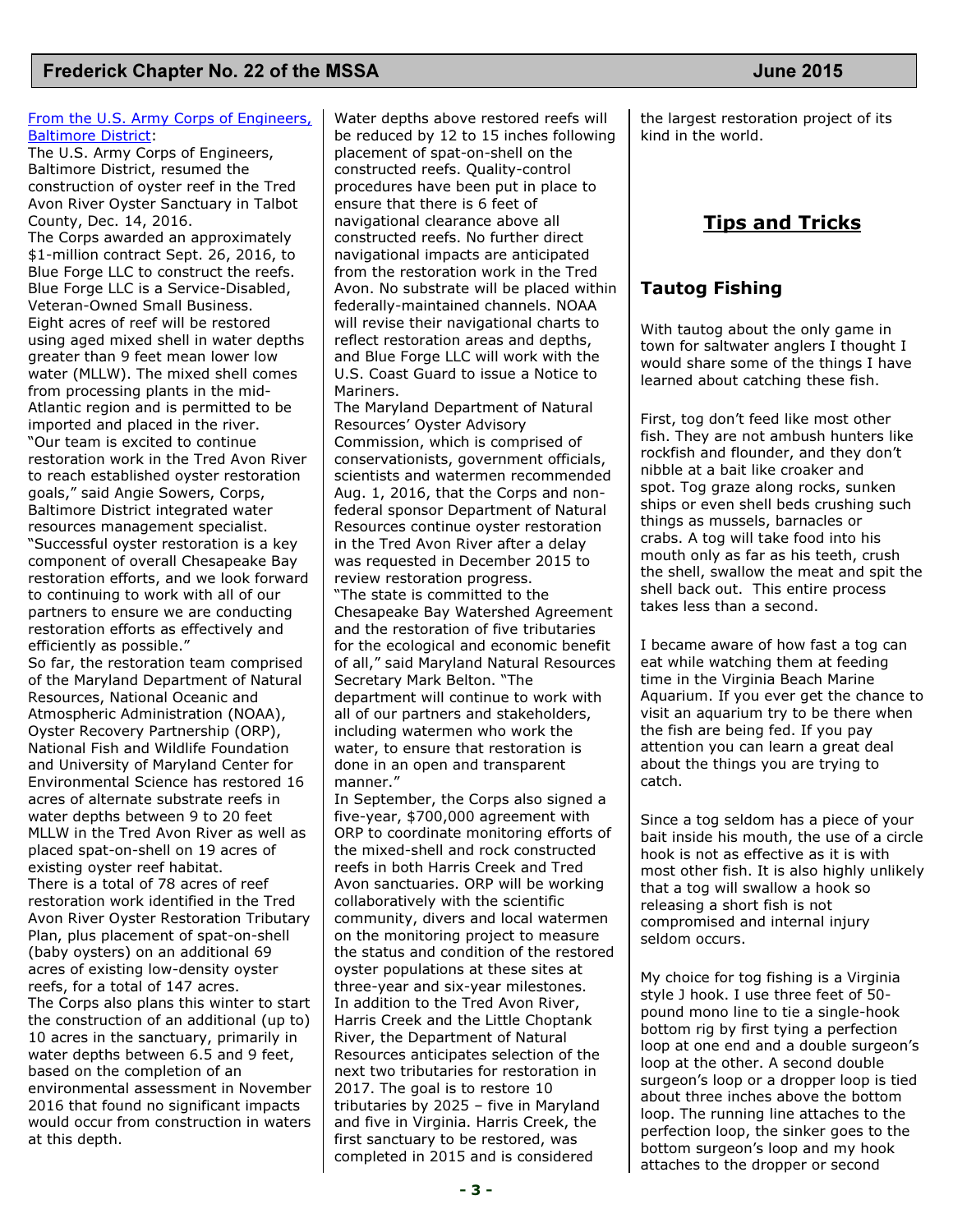From the U.S. Army Corps of Engineers, Baltimore District:

The U.S. Army Corps of Engineers, Baltimore District, resumed the construction of oyster reef in the Tred Avon River Oyster Sanctuary in Talbot County, Dec. 14, 2016.

The Corps awarded an approximately $1-million contract Sept. 26, 2016, to Blue Forge LLC to construct the reefs. Blue Forge LLC is a Service-Disabled, Veteran-Owned Small Business.

Eight acres of reef will be restored using aged mixed shell in water depths greater than 9 feet mean lower low water (MLLW). The mixed shell comes from processing plants in the mid-Atlantic region and is permitted to be imported and placed in the river.

"Our team is excited to continue restoration work in the Tred Avon River to reach established oyster restoration goals," said Angie Sowers, Corps, Baltimore District integrated water resources management specialist. "Successful oyster restoration is a key component of overall Chesapeake Bay restoration efforts, and we look forward to continuing to work with all of our partners to ensure we are conducting restoration efforts as effectively and efficiently as possible."

So far, the restoration team comprised of the Maryland Department of Natural Resources, National Oceanic and Atmospheric Administration (NOAA), Oyster Recovery Partnership (ORP), National Fish and Wildlife Foundation and University of Maryland Center for Environmental Science has restored 16 acres of alternate substrate reefs in water depths between 9 to 20 feet MLLW in the Tred Avon River as well as placed spat-on-shell on 19 acres of existing oyster reef habitat.

There is a total of 78 acres of reef restoration work identified in the Tred Avon River Oyster Restoration Tributary Plan, plus placement of spat-on-shell (baby oysters) on an additional 69 acres of existing low-density oyster reefs, for a total of 147 acres.

The Corps also plans this winter to start the construction of an additional (up to) 10 acres in the sanctuary, primarily in water depths between 6.5 and 9 feet, based on the completion of an environmental assessment in November 2016 that found no significant impacts would occur from construction in waters at this depth.

Water depths above restored reefs will be reduced by 12 to 15 inches following placement of spat-on-shell on the constructed reefs. Quality-control procedures have been put in place to ensure that there is 6 feet of navigational clearance above all constructed reefs. No further direct navigational impacts are anticipated from the restoration work in the Tred Avon. No substrate will be placed within federally-maintained channels. NOAA will revise their navigational charts to reflect restoration areas and depths, and Blue Forge LLC will work with the U.S. Coast Guard to issue a Notice to Mariners.

The Maryland Department of Natural Resources' Oyster Advisory Commission, which is comprised of conservationists, government officials, scientists and watermen recommended Aug. 1, 2016, that the Corps and non-federal sponsor Department of Natural Resources continue oyster restoration in the Tred Avon River after a delay was requested in December 2015 to review restoration progress.

"The state is committed to the Chesapeake Bay Watershed Agreement and the restoration of five tributaries for the ecological and economic benefit of all," said Maryland Natural Resources Secretary Mark Belton. "The department will continue to work with all of our partners and stakeholders, including watermen who work the water, to ensure that restoration is done in an open and transparent manner."

In September, the Corps also signed a five-year, $700,000 agreement with ORP to coordinate monitoring efforts of the mixed-shell and rock constructed reefs in both Harris Creek and Tred Avon sanctuaries. ORP will be working collaboratively with the scientific community, divers and local watermen on the monitoring project to measure the status and condition of the restored oyster populations at these sites at three-year and six-year milestones.

In addition to the Tred Avon River, Harris Creek and the Little Choptank River, the Department of Natural Resources anticipates selection of the next two tributaries for restoration in 2017. The goal is to restore 10 tributaries by 2025 – five in Maryland and five in Virginia. Harris Creek, the first sanctuary to be restored, was completed in 2015 and is considered the largest restoration project of its kind in the world.

## Tips and Tricks

### Tautog Fishing

With tautog about the only game in town for saltwater anglers I thought I would share some of the things I have learned about catching these fish.

First, tog don't feed like most other fish. They are not ambush hunters like rockfish and flounder, and they don't nibble at a bait like croaker and spot. Tog graze along rocks, sunken ships or even shell beds crushing such things as mussels, barnacles or crabs. A tog will take food into his mouth only as far as his teeth, crush the shell, swallow the meat and spit the shell back out. This entire process takes less than a second.

I became aware of how fast a tog can eat while watching them at feeding time in the Virginia Beach Marine Aquarium. If you ever get the chance to visit an aquarium try to be there when the fish are being fed. If you pay attention you can learn a great deal about the things you are trying to catch.

Since a tog seldom has a piece of your bait inside his mouth, the use of a circle hook is not as effective as it is with most other fish. It is also highly unlikely that a tog will swallow a hook so releasing a short fish is not compromised and internal injury seldom occurs.

My choice for tog fishing is a Virginia style J hook. I use three feet of 50-pound mono line to tie a single-hook bottom rig by first tying a perfection loop at one end and a double surgeon's loop at the other. A second double surgeon's loop or a dropper loop is tied about three inches above the bottom loop. The running line attaches to the perfection loop, the sinker goes to the bottom surgeon's loop and my hook attaches to the dropper or second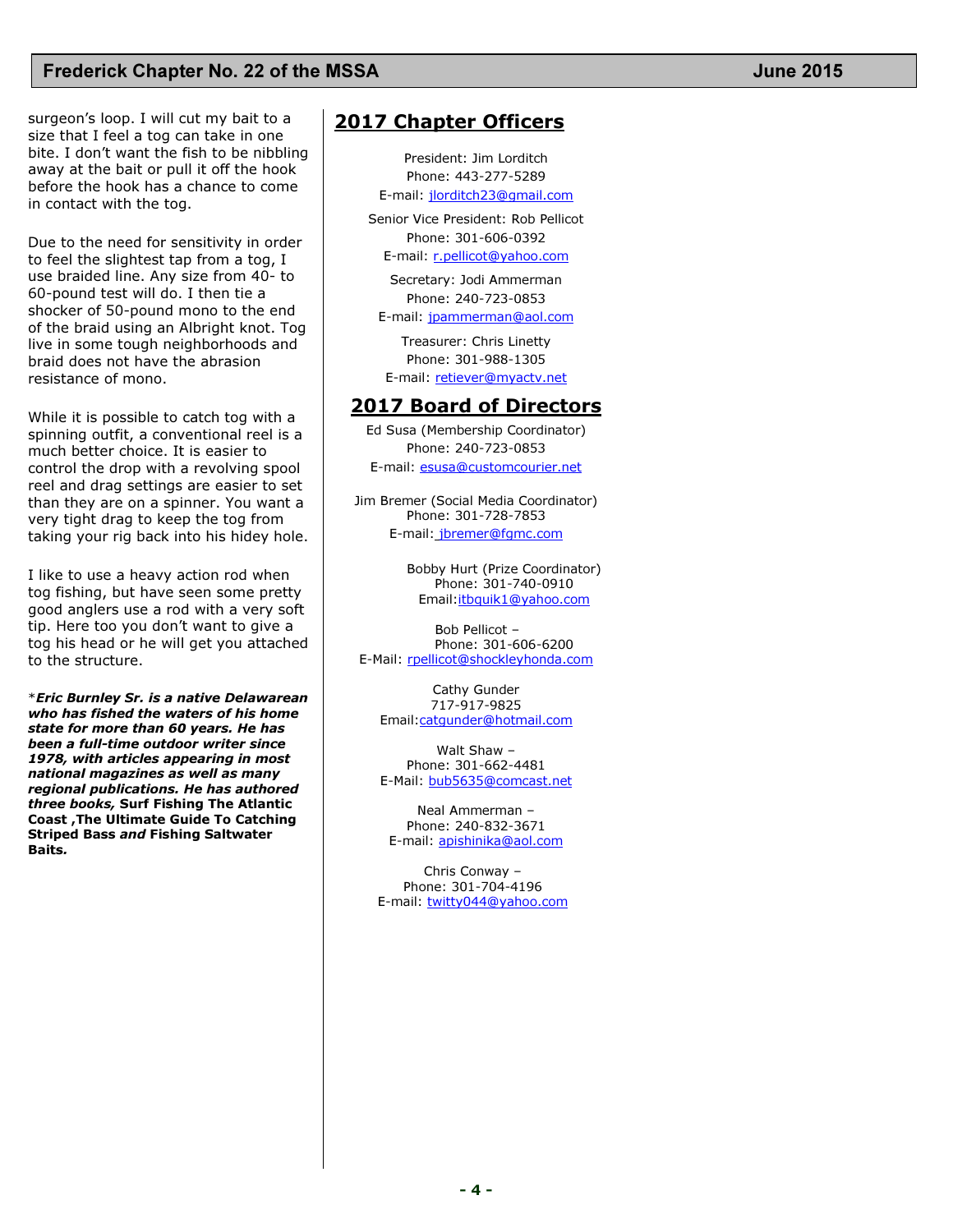surgeon's loop. I will cut my bait to a size that I feel a tog can take in one bite. I don't want the fish to be nibbling away at the bait or pull it off the hook before the hook has a chance to come in contact with the tog.

Due to the need for sensitivity in order to feel the slightest tap from a tog, I use braided line. Any size from 40- to 60-pound test will do. I then tie a shocker of 50-pound mono to the end of the braid using an Albright knot. Tog live in some tough neighborhoods and braid does not have the abrasion resistance of mono.

While it is possible to catch tog with a spinning outfit, a conventional reel is a much better choice. It is easier to control the drop with a revolving spool reel and drag settings are easier to set than they are on a spinner. You want a very tight drag to keep the tog from taking your rig back into his hidey hole.

I like to use a heavy action rod when tog fishing, but have seen some pretty good anglers use a rod with a very soft tip. Here too you don't want to give a tog his head or he will get you attached to the structure.

\****Eric Burnley Sr. is a native Delawarean who has fished the waters of his home state for more than 60 years. He has been a full-time outdoor writer since 1978, with articles appearing in most national magazines as well as many regional publications. He has authored three books,* Surf Fishing The Atlantic Coast ,The Ultimate Guide To Catching Striped Bass *and* Fishing Saltwater Baits*.***

## 2017 Chapter Officers

President: Jim Lorditch
Phone: 443-277-5289
E-mail: jlorditch23@gmail.com

Senior Vice President: Rob Pellicot
Phone: 301-606-0392
E-mail: r.pellicot@yahoo.com

Secretary: Jodi Ammerman
Phone: 240-723-0853
E-mail: jpammerman@aol.com

Treasurer: Chris Linetty
Phone: 301-988-1305
E-mail: retiever@myactv.net

## 2017 Board of Directors

Ed Susa (Membership Coordinator)
Phone: 240-723-0853
E-mail: esusa@customcourier.net

Jim Bremer (Social Media Coordinator)
Phone: 301-728-7853
E-mail: jbremer@fgmc.com

Bobby Hurt (Prize Coordinator)
Phone: 301-740-0910
Email: itbquik1@yahoo.com

Bob Pellicot –
Phone: 301-606-6200
E-Mail: rpellicot@shockleyhonda.com

Cathy Gunder
717-917-9825
Email: catgunder@hotmail.com

Walt Shaw –
Phone: 301-662-4481
E-Mail: bub5635@comcast.net

Neal Ammerman –
Phone: 240-832-3671
E-mail: apishinika@aol.com

Chris Conway –
Phone: 301-704-4196
E-mail: twitty044@yahoo.com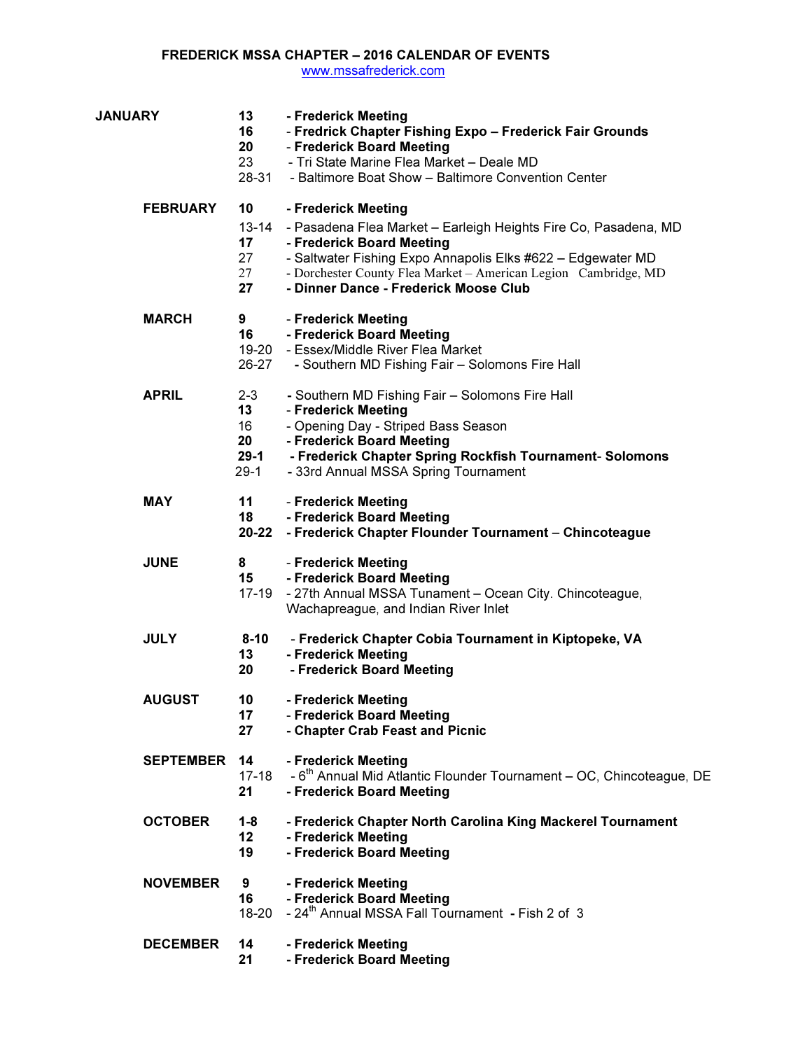# FREDERICK MSSA CHAPTER – 2016 CALENDAR OF EVENTS

www.mssafrederick.com

| Month | Date | Event |
|---|---|---|
| **JANUARY** | **13** | **- Frederick Meeting** |
| | **16** | **- Fredrick Chapter Fishing Expo – Frederick Fair Grounds** |
| | **20** | **- Frederick Board Meeting** |
| | 23 | - Tri State Marine Flea Market – Deale MD |
| | 28-31 | - Baltimore Boat Show – Baltimore Convention Center |
| **FEBRUARY** | **10** | **- Frederick Meeting** |
| | 13-14 | - Pasadena Flea Market – Earleigh Heights Fire Co, Pasadena, MD |
| | **17** | **- Frederick Board Meeting** |
| | 27 | - Saltwater Fishing Expo Annapolis Elks #622 – Edgewater MD |
| | 27 | - Dorchester County Flea Market – American Legion Cambridge, MD |
| | **27** | **- Dinner Dance - Frederick Moose Club** |
| **MARCH** | **9** | **- Frederick Meeting** |
| | **16** | **- Frederick Board Meeting** |
| | 19-20 | - Essex/Middle River Flea Market |
| | 26-27 | - Southern MD Fishing Fair – Solomons Fire Hall |
| **APRIL** | 2-3 | - Southern MD Fishing Fair – Solomons Fire Hall |
| | **13** | **- Frederick Meeting** |
| | 16 | - Opening Day - Striped Bass Season |
| | **20** | **- Frederick Board Meeting** |
| | **29-1** | **- Frederick Chapter Spring Rockfish Tournament- Solomons** |
| | 29-1 | - 33rd Annual MSSA Spring Tournament |
| **MAY** | **11** | **- Frederick Meeting** |
| | **18** | **- Frederick Board Meeting** |
| | **20-22** | **- Frederick Chapter Flounder Tournament – Chincoteague** |
| **JUNE** | **8** | **- Frederick Meeting** |
| | **15** | **- Frederick Board Meeting** |
| | 17-19 | - 27th Annual MSSA Tunament – Ocean City. Chincoteague, Wachapreague, and Indian River Inlet |
| **JULY** | **8-10** | **- Frederick Chapter Cobia Tournament in Kiptopeke, VA** |
| | **13** | **- Frederick Meeting** |
| | **20** | **- Frederick Board Meeting** |
| **AUGUST** | **10** | **- Frederick Meeting** |
| | **17** | **- Frederick Board Meeting** |
| | **27** | **- Chapter Crab Feast and Picnic** |
| **SEPTEMBER** | **14** | **- Frederick Meeting** |
| | 17-18 | - 6th Annual Mid Atlantic Flounder Tournament – OC, Chincoteague, DE |
| | **21** | **- Frederick Board Meeting** |
| **OCTOBER** | **1-8** | **- Frederick Chapter North Carolina King Mackerel Tournament** |
| | **12** | **- Frederick Meeting** |
| | **19** | **- Frederick Board Meeting** |
| **NOVEMBER** | **9** | **- Frederick Meeting** |
| | **16** | **- Frederick Board Meeting** |
| | 18-20 | - 24th Annual MSSA Fall Tournament **- Fish 2 of 3** |
| **DECEMBER** | **14** | **- Frederick Meeting** |
| | **21** | **- Frederick Board Meeting** |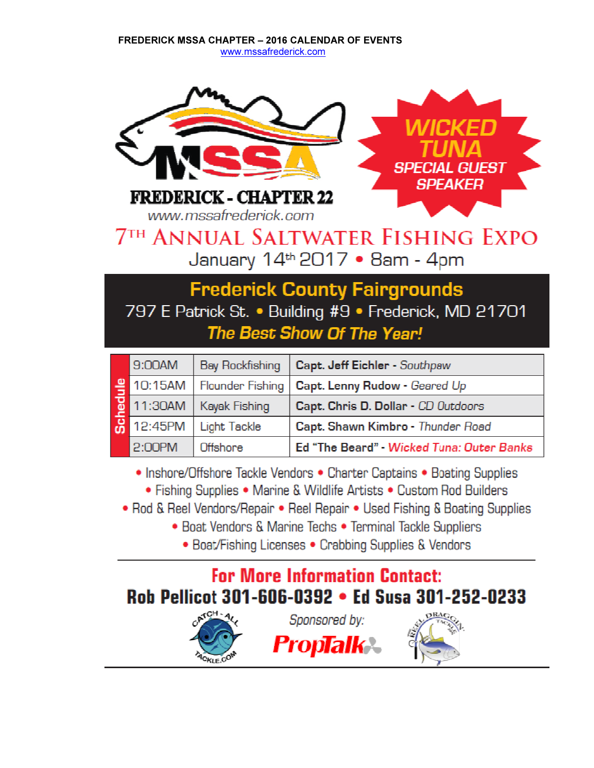FREDERICK MSSA CHAPTER – 2016 CALENDAR OF EVENTS
www.mssafrederick.com

MSSA

FREDERICK - CHAPTER 22

www.mssafrederick.com

WICKED TUNA
SPECIAL GUEST SPEAKER

# 7TH ANNUAL SALTWATER FISHING EXPO

January 14th 2017 • 8am - 4pm

## Frederick County Fairgrounds

797 E Patrick St. • Building #9 • Frederick, MD 21701

***The Best Show Of The Year!***

**Schedule**

| | | |
|---|---|---|
| 9:00AM | Bay Rockfishing | **Capt. Jeff Eichler** - *Southpaw* |
| 10:15AM | Flounder Fishing | **Capt. Lenny Rudow** - *Geared Up* |
| 11:30AM | Kayak Fishing | **Capt. Chris D. Dollar** - *CD Outdoors* |
| 12:45PM | Light Tackle | **Capt. Shawn Kimbro** - *Thunder Road* |
| 2:00PM | Offshore | **Ed "The Beard"** - *Wicked Tuna: Outer Banks* |

• Inshore/Offshore Tackle Vendors • Charter Captains • Boating Supplies
• Fishing Supplies • Marine & Wildlife Artists • Custom Rod Builders
• Rod & Reel Vendors/Repair • Reel Repair • Used Fishing & Boating Supplies
• Boat Vendors & Marine Techs • Terminal Tackle Suppliers
• Boat/Fishing Licenses • Crabbing Supplies & Vendors

---

## For More Information Contact:

**Rob Pellicot 301-606-0392 • Ed Susa 301-252-0233**

CATCH-ALL TACKLE.COM

Sponsored by:

PropTalk

REEL DRAGGIN' TACKLE